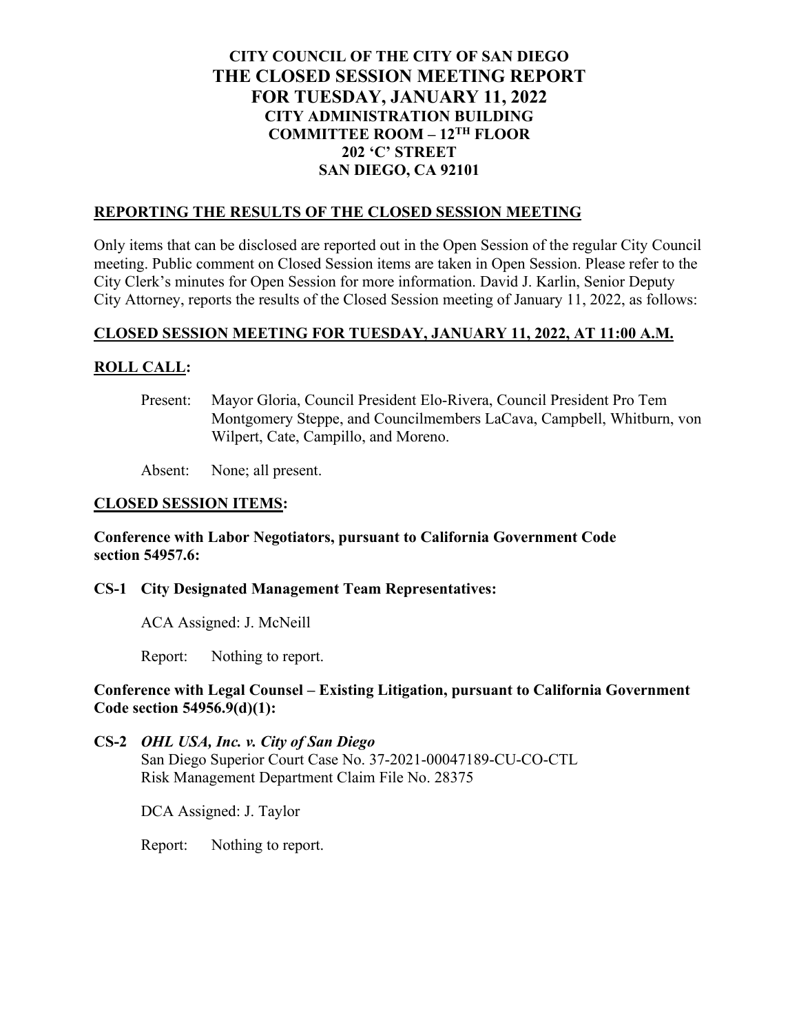# CITY COUNCIL OF THE CITY OF SAN DIEGO
# THE CLOSED SESSION MEETING REPORT
# FOR TUESDAY, JANUARY 11, 2022
## CITY ADMINISTRATION BUILDING
## COMMITTEE ROOM – 12TH FLOOR
## 202 'C' STREET
## SAN DIEGO, CA 92101

## REPORTING THE RESULTS OF THE CLOSED SESSION MEETING

Only items that can be disclosed are reported out in the Open Session of the regular City Council meeting. Public comment on Closed Session items are taken in Open Session. Please refer to the City Clerk's minutes for Open Session for more information. David J. Karlin, Senior Deputy City Attorney, reports the results of the Closed Session meeting of January 11, 2022, as follows:

## CLOSED SESSION MEETING FOR TUESDAY, JANUARY 11, 2022, AT 11:00 A.M.

## ROLL CALL:

Present: Mayor Gloria, Council President Elo-Rivera, Council President Pro Tem Montgomery Steppe, and Councilmembers LaCava, Campbell, Whitburn, von Wilpert, Cate, Campillo, and Moreno.

Absent: None; all present.

## CLOSED SESSION ITEMS:

**Conference with Labor Negotiators, pursuant to California Government Code section 54957.6:**

**CS-1 City Designated Management Team Representatives:**

ACA Assigned: J. McNeill

Report: Nothing to report.

**Conference with Legal Counsel – Existing Litigation, pursuant to California Government Code section 54956.9(d)(1):**

**CS-2 *OHL USA, Inc. v. City of San Diego***
San Diego Superior Court Case No. 37-2021-00047189-CU-CO-CTL
Risk Management Department Claim File No. 28375

DCA Assigned: J. Taylor

Report: Nothing to report.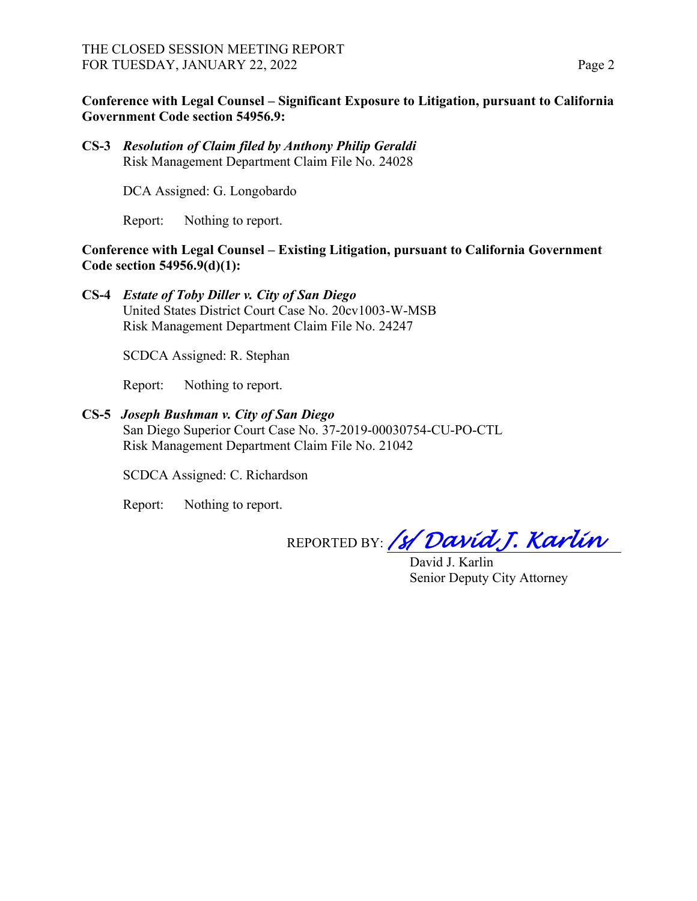**Conference with Legal Counsel – Significant Exposure to Litigation, pursuant to California Government Code section 54956.9:**

**CS-3** ***Resolution of Claim filed by Anthony Philip Geraldi***
Risk Management Department Claim File No. 24028

DCA Assigned: G. Longobardo

Report: Nothing to report.

**Conference with Legal Counsel – Existing Litigation, pursuant to California Government Code section 54956.9(d)(1):**

**CS-4** ***Estate of Toby Diller v. City of San Diego***
United States District Court Case No. 20cv1003-W-MSB
Risk Management Department Claim File No. 24247

SCDCA Assigned: R. Stephan

Report: Nothing to report.

**CS-5** ***Joseph Bushman v. City of San Diego***
San Diego Superior Court Case No. 37-2019-00030754-CU-PO-CTL
Risk Management Department Claim File No. 21042

SCDCA Assigned: C. Richardson

Report: Nothing to report.

REPORTED BY: */s/ David J. Karlin*
David J. Karlin
Senior Deputy City Attorney